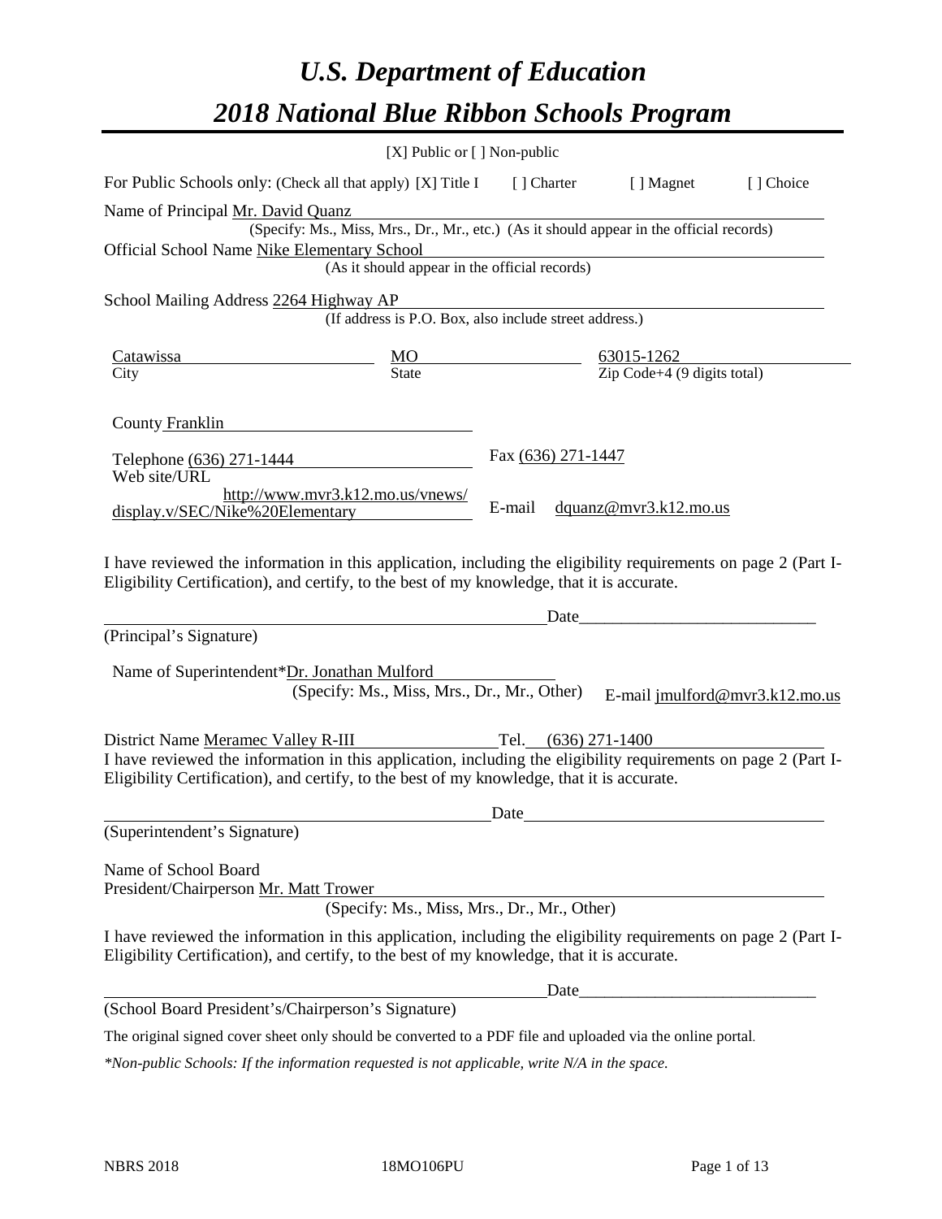# *U.S. Department of Education*
# *2018 National Blue Ribbon Schools Program*

[X] Public or [ ] Non-public

For Public Schools only: (Check all that apply) [X] Title I [ ] Charter [ ] Magnet [ ] Choice

Name of Principal Mr. David Quanz
(Specify: Ms., Miss, Mrs., Dr., Mr., etc.) (As it should appear in the official records)

Official School Name Nike Elementary School
(As it should appear in the official records)

School Mailing Address 2264 Highway AP
(If address is P.O. Box, also include street address.)

| Catawissa | MO | 63015-1262 |
|---|---|---|
| City | State | Zip Code+4 (9 digits total) |

County Franklin

Telephone (636) 271-1444 Fax (636) 271-1447

Web site/URL http://www.mvr3.k12.mo.us/vnews/display.v/SEC/Nike%20Elementary E-mail dquanz@mvr3.k12.mo.us

I have reviewed the information in this application, including the eligibility requirements on page 2 (Part I-Eligibility Certification), and certify, to the best of my knowledge, that it is accurate.

_______________________________________ Date_______________________
(Principal's Signature)

Name of Superintendent*Dr. Jonathan Mulford
(Specify: Ms., Miss, Mrs., Dr., Mr., Other) E-mail jmulford@mvr3.k12.mo.us

District Name Meramec Valley R-III Tel. (636) 271-1400

I have reviewed the information in this application, including the eligibility requirements on page 2 (Part I-Eligibility Certification), and certify, to the best of my knowledge, that it is accurate.

_______________________________________ Date_______________________
(Superintendent's Signature)

Name of School Board
President/Chairperson Mr. Matt Trower
(Specify: Ms., Miss, Mrs., Dr., Mr., Other)

I have reviewed the information in this application, including the eligibility requirements on page 2 (Part I-Eligibility Certification), and certify, to the best of my knowledge, that it is accurate.

_______________________________________ Date_______________________
(School Board President's/Chairperson's Signature)

The original signed cover sheet only should be converted to a PDF file and uploaded via the online portal.

*\*Non-public Schools: If the information requested is not applicable, write N/A in the space.*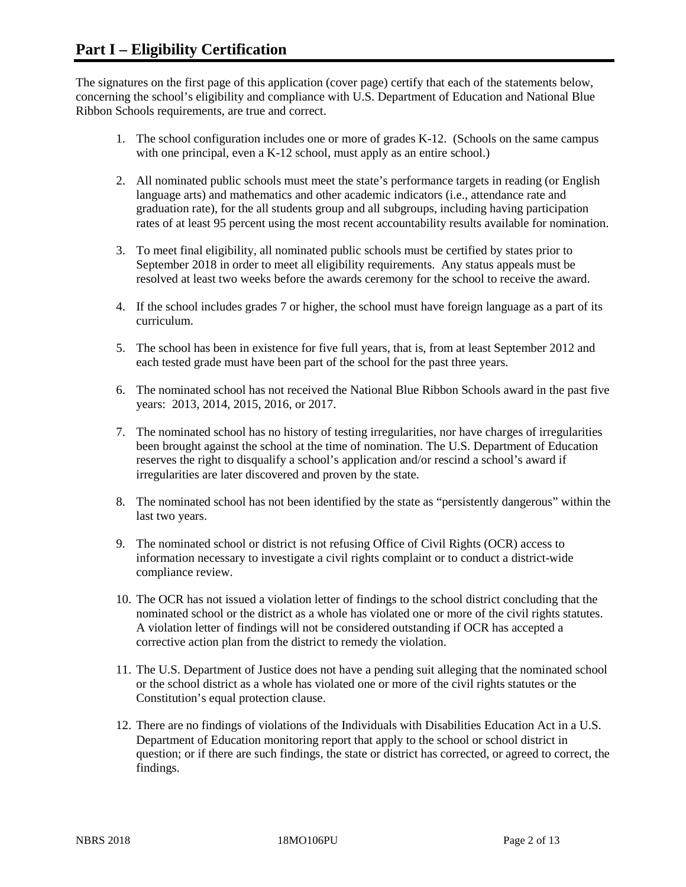# Part I – Eligibility Certification

The signatures on the first page of this application (cover page) certify that each of the statements below, concerning the school's eligibility and compliance with U.S. Department of Education and National Blue Ribbon Schools requirements, are true and correct.

1. The school configuration includes one or more of grades K-12. (Schools on the same campus with one principal, even a K-12 school, must apply as an entire school.)

2. All nominated public schools must meet the state's performance targets in reading (or English language arts) and mathematics and other academic indicators (i.e., attendance rate and graduation rate), for the all students group and all subgroups, including having participation rates of at least 95 percent using the most recent accountability results available for nomination.

3. To meet final eligibility, all nominated public schools must be certified by states prior to September 2018 in order to meet all eligibility requirements. Any status appeals must be resolved at least two weeks before the awards ceremony for the school to receive the award.

4. If the school includes grades 7 or higher, the school must have foreign language as a part of its curriculum.

5. The school has been in existence for five full years, that is, from at least September 2012 and each tested grade must have been part of the school for the past three years.

6. The nominated school has not received the National Blue Ribbon Schools award in the past five years: 2013, 2014, 2015, 2016, or 2017.

7. The nominated school has no history of testing irregularities, nor have charges of irregularities been brought against the school at the time of nomination. The U.S. Department of Education reserves the right to disqualify a school's application and/or rescind a school's award if irregularities are later discovered and proven by the state.

8. The nominated school has not been identified by the state as "persistently dangerous" within the last two years.

9. The nominated school or district is not refusing Office of Civil Rights (OCR) access to information necessary to investigate a civil rights complaint or to conduct a district-wide compliance review.

10. The OCR has not issued a violation letter of findings to the school district concluding that the nominated school or the district as a whole has violated one or more of the civil rights statutes. A violation letter of findings will not be considered outstanding if OCR has accepted a corrective action plan from the district to remedy the violation.

11. The U.S. Department of Justice does not have a pending suit alleging that the nominated school or the school district as a whole has violated one or more of the civil rights statutes or the Constitution's equal protection clause.

12. There are no findings of violations of the Individuals with Disabilities Education Act in a U.S. Department of Education monitoring report that apply to the school or school district in question; or if there are such findings, the state or district has corrected, or agreed to correct, the findings.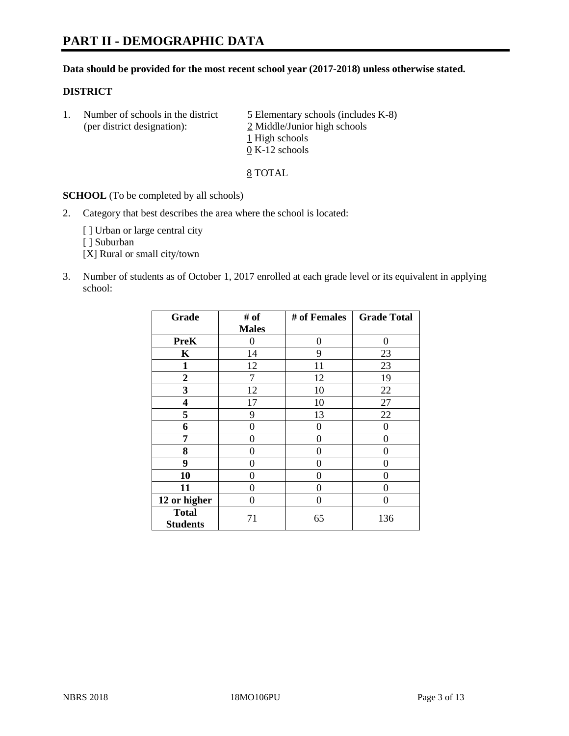# PART II - DEMOGRAPHIC DATA

**Data should be provided for the most recent school year (2017-2018) unless otherwise stated.**

## DISTRICT

1. Number of schools in the district (per district designation):
   - 5 Elementary schools (includes K-8)
   - 2 Middle/Junior high schools
   - 1 High schools
   - 0 K-12 schools

   8 TOTAL

**SCHOOL** (To be completed by all schools)

2. Category that best describes the area where the school is located:

   [ ] Urban or large central city
   [ ] Suburban
   [X] Rural or small city/town

3. Number of students as of October 1, 2017 enrolled at each grade level or its equivalent in applying school:

| Grade | # of Males | # of Females | Grade Total |
|---|---|---|---|
| **PreK** | 0 | 0 | 0 |
| **K** | 14 | 9 | 23 |
| **1** | 12 | 11 | 23 |
| **2** | 7 | 12 | 19 |
| **3** | 12 | 10 | 22 |
| **4** | 17 | 10 | 27 |
| **5** | 9 | 13 | 22 |
| **6** | 0 | 0 | 0 |
| **7** | 0 | 0 | 0 |
| **8** | 0 | 0 | 0 |
| **9** | 0 | 0 | 0 |
| **10** | 0 | 0 | 0 |
| **11** | 0 | 0 | 0 |
| **12 or higher** | 0 | 0 | 0 |
| **Total Students** | 71 | 65 | 136 |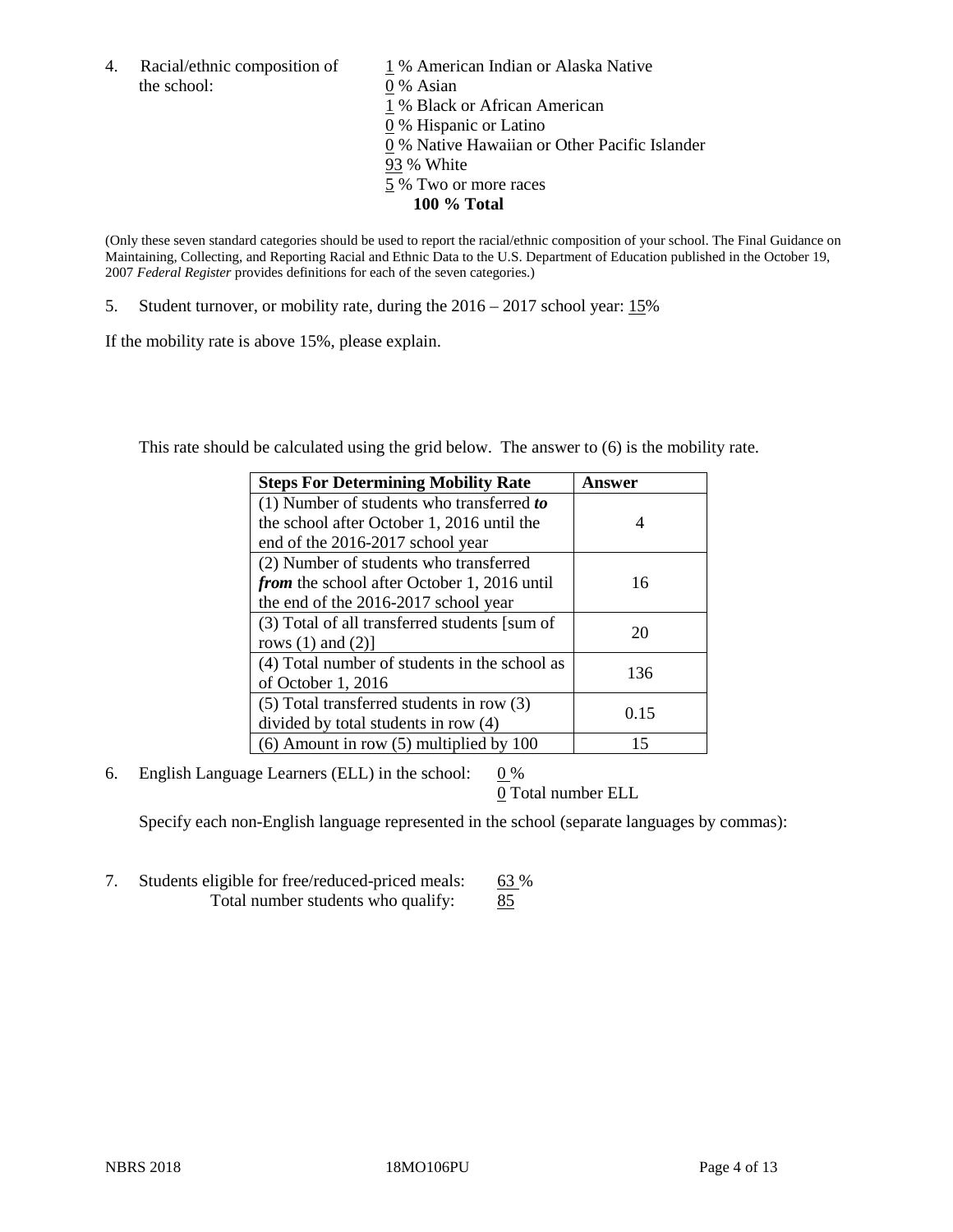4. Racial/ethnic composition of the school:

1 % American Indian or Alaska Native
0 % Asian
1 % Black or African American
0 % Hispanic or Latino
0 % Native Hawaiian or Other Pacific Islander
93 % White
5 % Two or more races
**100 % Total**

(Only these seven standard categories should be used to report the racial/ethnic composition of your school. The Final Guidance on Maintaining, Collecting, and Reporting Racial and Ethnic Data to the U.S. Department of Education published in the October 19, 2007 *Federal Register* provides definitions for each of the seven categories.)

5. Student turnover, or mobility rate, during the 2016 – 2017 school year: 15%

If the mobility rate is above 15%, please explain.

This rate should be calculated using the grid below. The answer to (6) is the mobility rate.

| Steps For Determining Mobility Rate | Answer |
| --- | --- |
| (1) Number of students who transferred ***to*** the school after October 1, 2016 until the end of the 2016-2017 school year | 4 |
| (2) Number of students who transferred ***from*** the school after October 1, 2016 until the end of the 2016-2017 school year | 16 |
| (3) Total of all transferred students [sum of rows (1) and (2)] | 20 |
| (4) Total number of students in the school as of October 1, 2016 | 136 |
| (5) Total transferred students in row (3) divided by total students in row (4) | 0.15 |
| (6) Amount in row (5) multiplied by 100 | 15 |

6. English Language Learners (ELL) in the school: 0 %
0 Total number ELL

Specify each non-English language represented in the school (separate languages by commas):

7. Students eligible for free/reduced-priced meals: 63 %
Total number students who qualify: 85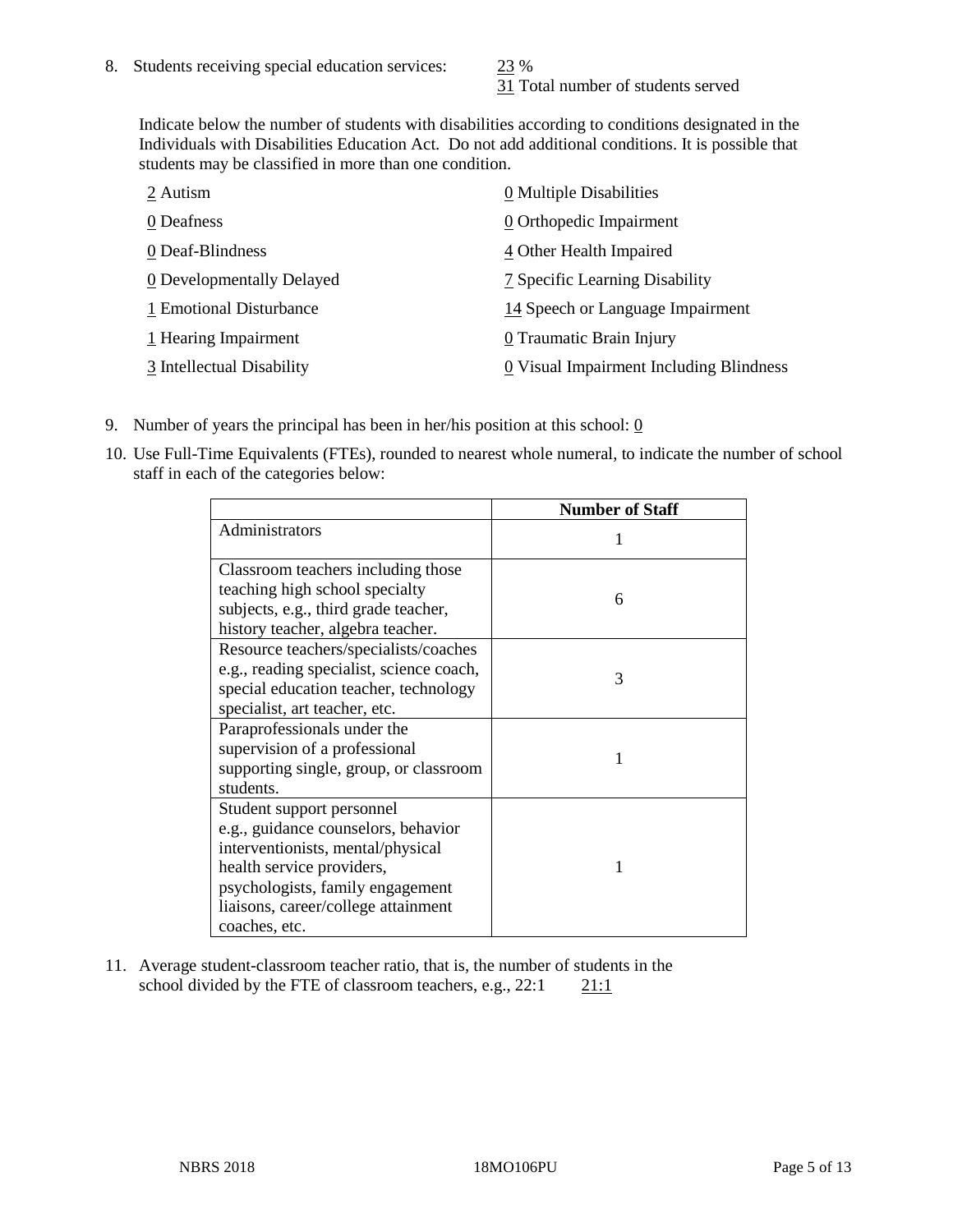8. Students receiving special education services: 23 %
   31 Total number of students served

   Indicate below the number of students with disabilities according to conditions designated in the Individuals with Disabilities Education Act. Do not add additional conditions. It is possible that students may be classified in more than one condition.

   2 Autism
   0 Deafness
   0 Deaf-Blindness
   0 Developmentally Delayed
   1 Emotional Disturbance
   1 Hearing Impairment
   3 Intellectual Disability
   0 Multiple Disabilities
   0 Orthopedic Impairment
   4 Other Health Impaired
   7 Specific Learning Disability
   14 Speech or Language Impairment
   0 Traumatic Brain Injury
   0 Visual Impairment Including Blindness

9. Number of years the principal has been in her/his position at this school: 0

10. Use Full-Time Equivalents (FTEs), rounded to nearest whole numeral, to indicate the number of school staff in each of the categories below:

| | Number of Staff |
|---|---|
| Administrators | 1 |
| Classroom teachers including those teaching high school specialty subjects, e.g., third grade teacher, history teacher, algebra teacher. | 6 |
| Resource teachers/specialists/coaches e.g., reading specialist, science coach, special education teacher, technology specialist, art teacher, etc. | 3 |
| Paraprofessionals under the supervision of a professional supporting single, group, or classroom students. | 1 |
| Student support personnel e.g., guidance counselors, behavior interventionists, mental/physical health service providers, psychologists, family engagement liaisons, career/college attainment coaches, etc. | 1 |

11. Average student-classroom teacher ratio, that is, the number of students in the school divided by the FTE of classroom teachers, e.g., 22:1 21:1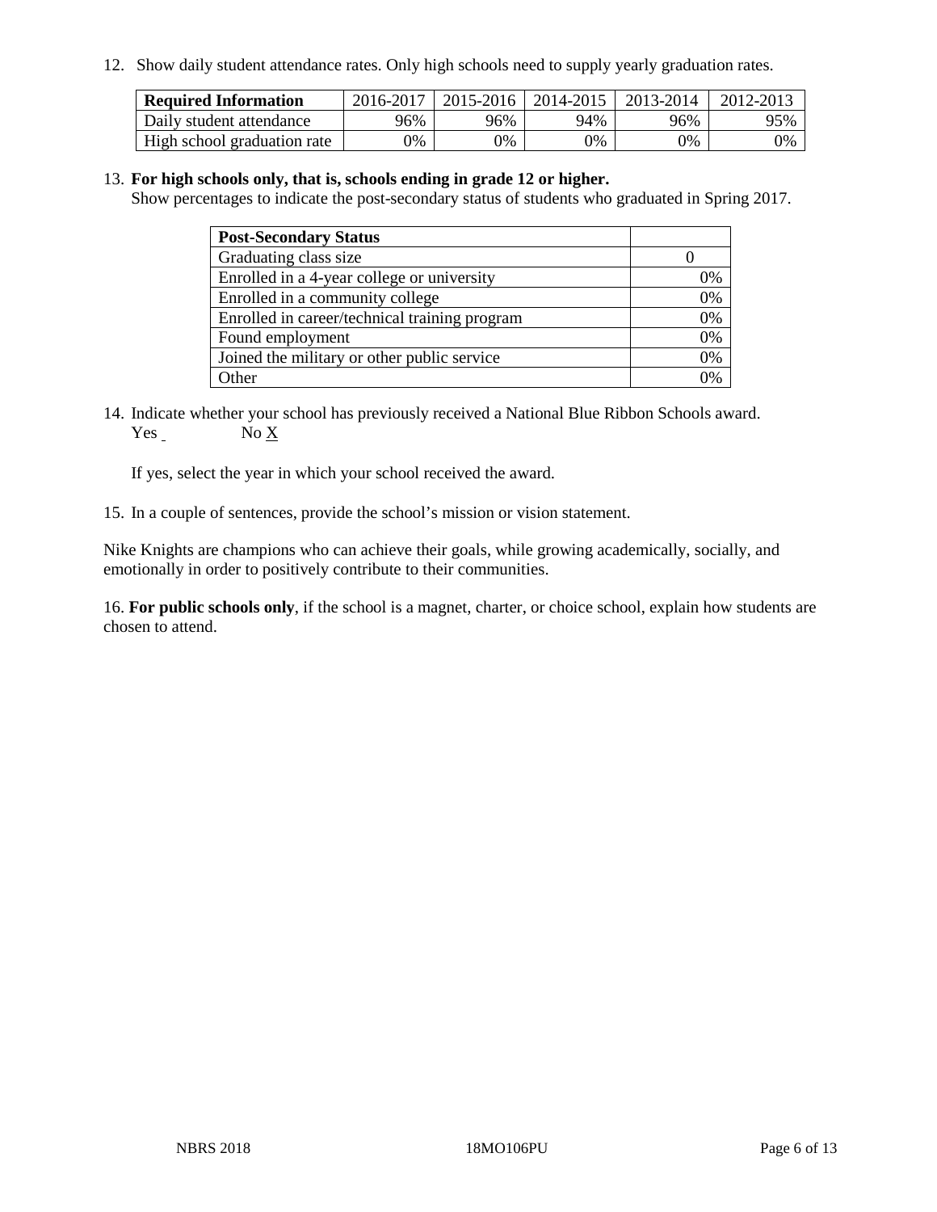12. Show daily student attendance rates. Only high schools need to supply yearly graduation rates.

| Required Information | 2016-2017 | 2015-2016 | 2014-2015 | 2013-2014 | 2012-2013 |
|---|---|---|---|---|---|
| Daily student attendance | 96% | 96% | 94% | 96% | 95% |
| High school graduation rate | 0% | 0% | 0% | 0% | 0% |

13. **For high schools only, that is, schools ending in grade 12 or higher.**
Show percentages to indicate the post-secondary status of students who graduated in Spring 2017.

| Post-Secondary Status | |
|---|---|
| Graduating class size | 0 |
| Enrolled in a 4-year college or university | 0% |
| Enrolled in a community college | 0% |
| Enrolled in career/technical training program | 0% |
| Found employment | 0% |
| Joined the military or other public service | 0% |
| Other | 0% |

14. Indicate whether your school has previously received a National Blue Ribbon Schools award.
Yes  No X

If yes, select the year in which your school received the award.

15. In a couple of sentences, provide the school's mission or vision statement.

Nike Knights are champions who can achieve their goals, while growing academically, socially, and emotionally in order to positively contribute to their communities.

16. **For public schools only**, if the school is a magnet, charter, or choice school, explain how students are chosen to attend.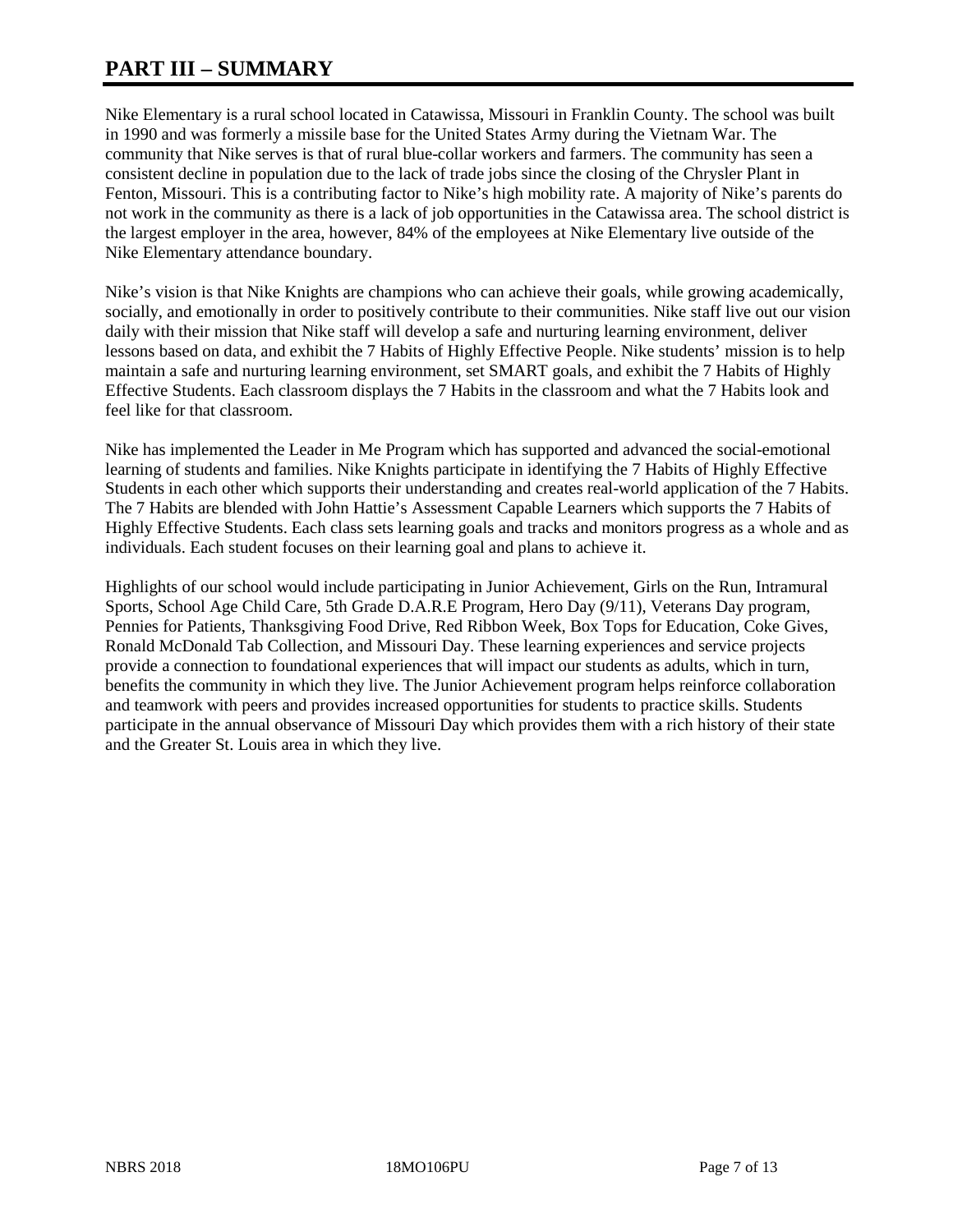# PART III – SUMMARY

Nike Elementary is a rural school located in Catawissa, Missouri in Franklin County. The school was built in 1990 and was formerly a missile base for the United States Army during the Vietnam War. The community that Nike serves is that of rural blue-collar workers and farmers. The community has seen a consistent decline in population due to the lack of trade jobs since the closing of the Chrysler Plant in Fenton, Missouri. This is a contributing factor to Nike's high mobility rate. A majority of Nike's parents do not work in the community as there is a lack of job opportunities in the Catawissa area. The school district is the largest employer in the area, however, 84% of the employees at Nike Elementary live outside of the Nike Elementary attendance boundary.

Nike's vision is that Nike Knights are champions who can achieve their goals, while growing academically, socially, and emotionally in order to positively contribute to their communities. Nike staff live out our vision daily with their mission that Nike staff will develop a safe and nurturing learning environment, deliver lessons based on data, and exhibit the 7 Habits of Highly Effective People. Nike students' mission is to help maintain a safe and nurturing learning environment, set SMART goals, and exhibit the 7 Habits of Highly Effective Students. Each classroom displays the 7 Habits in the classroom and what the 7 Habits look and feel like for that classroom.

Nike has implemented the Leader in Me Program which has supported and advanced the social-emotional learning of students and families. Nike Knights participate in identifying the 7 Habits of Highly Effective Students in each other which supports their understanding and creates real-world application of the 7 Habits. The 7 Habits are blended with John Hattie's Assessment Capable Learners which supports the 7 Habits of Highly Effective Students. Each class sets learning goals and tracks and monitors progress as a whole and as individuals. Each student focuses on their learning goal and plans to achieve it.

Highlights of our school would include participating in Junior Achievement, Girls on the Run, Intramural Sports, School Age Child Care, 5th Grade D.A.R.E Program, Hero Day (9/11), Veterans Day program, Pennies for Patients, Thanksgiving Food Drive, Red Ribbon Week, Box Tops for Education, Coke Gives, Ronald McDonald Tab Collection, and Missouri Day. These learning experiences and service projects provide a connection to foundational experiences that will impact our students as adults, which in turn, benefits the community in which they live. The Junior Achievement program helps reinforce collaboration and teamwork with peers and provides increased opportunities for students to practice skills. Students participate in the annual observance of Missouri Day which provides them with a rich history of their state and the Greater St. Louis area in which they live.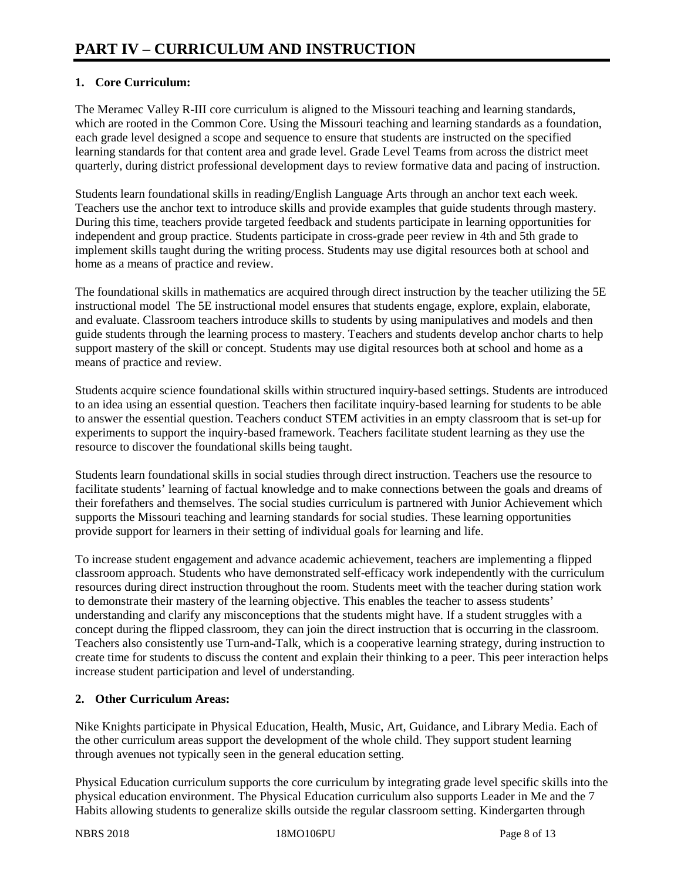# PART IV – CURRICULUM AND INSTRUCTION

## 1. Core Curriculum:

The Meramec Valley R-III core curriculum is aligned to the Missouri teaching and learning standards, which are rooted in the Common Core. Using the Missouri teaching and learning standards as a foundation, each grade level designed a scope and sequence to ensure that students are instructed on the specified learning standards for that content area and grade level. Grade Level Teams from across the district meet quarterly, during district professional development days to review formative data and pacing of instruction.

Students learn foundational skills in reading/English Language Arts through an anchor text each week. Teachers use the anchor text to introduce skills and provide examples that guide students through mastery. During this time, teachers provide targeted feedback and students participate in learning opportunities for independent and group practice. Students participate in cross-grade peer review in 4th and 5th grade to implement skills taught during the writing process. Students may use digital resources both at school and home as a means of practice and review.

The foundational skills in mathematics are acquired through direct instruction by the teacher utilizing the 5E instructional model The 5E instructional model ensures that students engage, explore, explain, elaborate, and evaluate. Classroom teachers introduce skills to students by using manipulatives and models and then guide students through the learning process to mastery. Teachers and students develop anchor charts to help support mastery of the skill or concept. Students may use digital resources both at school and home as a means of practice and review.

Students acquire science foundational skills within structured inquiry-based settings. Students are introduced to an idea using an essential question. Teachers then facilitate inquiry-based learning for students to be able to answer the essential question. Teachers conduct STEM activities in an empty classroom that is set-up for experiments to support the inquiry-based framework. Teachers facilitate student learning as they use the resource to discover the foundational skills being taught.

Students learn foundational skills in social studies through direct instruction. Teachers use the resource to facilitate students' learning of factual knowledge and to make connections between the goals and dreams of their forefathers and themselves. The social studies curriculum is partnered with Junior Achievement which supports the Missouri teaching and learning standards for social studies. These learning opportunities provide support for learners in their setting of individual goals for learning and life.

To increase student engagement and advance academic achievement, teachers are implementing a flipped classroom approach. Students who have demonstrated self-efficacy work independently with the curriculum resources during direct instruction throughout the room. Students meet with the teacher during station work to demonstrate their mastery of the learning objective. This enables the teacher to assess students' understanding and clarify any misconceptions that the students might have. If a student struggles with a concept during the flipped classroom, they can join the direct instruction that is occurring in the classroom. Teachers also consistently use Turn-and-Talk, which is a cooperative learning strategy, during instruction to create time for students to discuss the content and explain their thinking to a peer. This peer interaction helps increase student participation and level of understanding.

## 2. Other Curriculum Areas:

Nike Knights participate in Physical Education, Health, Music, Art, Guidance, and Library Media. Each of the other curriculum areas support the development of the whole child. They support student learning through avenues not typically seen in the general education setting.

Physical Education curriculum supports the core curriculum by integrating grade level specific skills into the physical education environment. The Physical Education curriculum also supports Leader in Me and the 7 Habits allowing students to generalize skills outside the regular classroom setting. Kindergarten through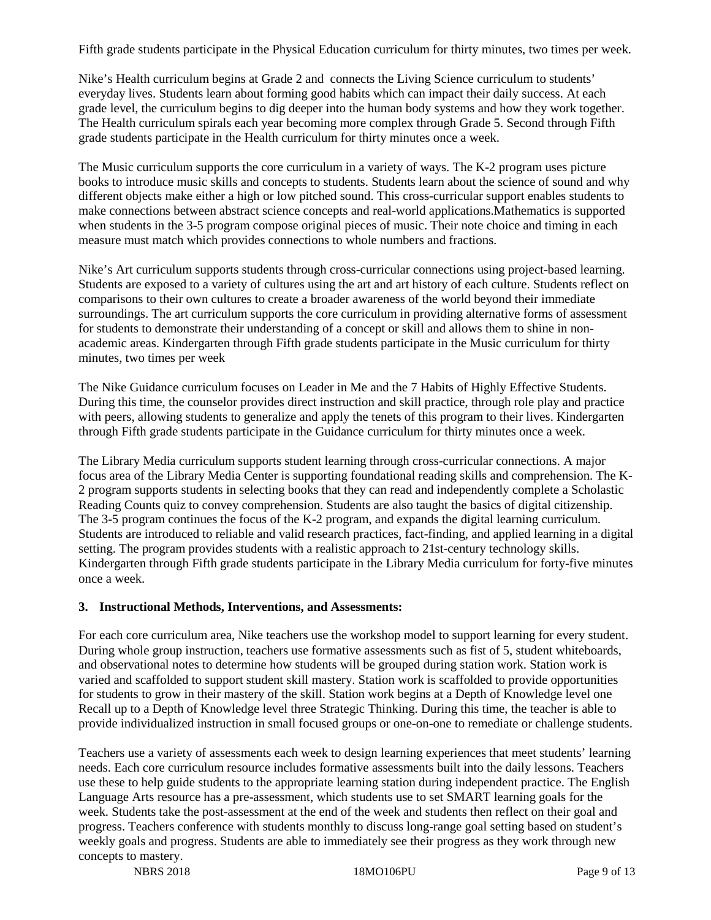Fifth grade students participate in the Physical Education curriculum for thirty minutes, two times per week.

Nike's Health curriculum begins at Grade 2 and connects the Living Science curriculum to students' everyday lives. Students learn about forming good habits which can impact their daily success. At each grade level, the curriculum begins to dig deeper into the human body systems and how they work together. The Health curriculum spirals each year becoming more complex through Grade 5. Second through Fifth grade students participate in the Health curriculum for thirty minutes once a week.

The Music curriculum supports the core curriculum in a variety of ways. The K-2 program uses picture books to introduce music skills and concepts to students. Students learn about the science of sound and why different objects make either a high or low pitched sound. This cross-curricular support enables students to make connections between abstract science concepts and real-world applications.Mathematics is supported when students in the 3-5 program compose original pieces of music. Their note choice and timing in each measure must match which provides connections to whole numbers and fractions.

Nike's Art curriculum supports students through cross-curricular connections using project-based learning. Students are exposed to a variety of cultures using the art and art history of each culture. Students reflect on comparisons to their own cultures to create a broader awareness of the world beyond their immediate surroundings. The art curriculum supports the core curriculum in providing alternative forms of assessment for students to demonstrate their understanding of a concept or skill and allows them to shine in non-academic areas. Kindergarten through Fifth grade students participate in the Music curriculum for thirty minutes, two times per week

The Nike Guidance curriculum focuses on Leader in Me and the 7 Habits of Highly Effective Students. During this time, the counselor provides direct instruction and skill practice, through role play and practice with peers, allowing students to generalize and apply the tenets of this program to their lives. Kindergarten through Fifth grade students participate in the Guidance curriculum for thirty minutes once a week.

The Library Media curriculum supports student learning through cross-curricular connections. A major focus area of the Library Media Center is supporting foundational reading skills and comprehension. The K-2 program supports students in selecting books that they can read and independently complete a Scholastic Reading Counts quiz to convey comprehension. Students are also taught the basics of digital citizenship. The 3-5 program continues the focus of the K-2 program, and expands the digital learning curriculum. Students are introduced to reliable and valid research practices, fact-finding, and applied learning in a digital setting. The program provides students with a realistic approach to 21st-century technology skills. Kindergarten through Fifth grade students participate in the Library Media curriculum for forty-five minutes once a week.

**3. Instructional Methods, Interventions, and Assessments:**

For each core curriculum area, Nike teachers use the workshop model to support learning for every student. During whole group instruction, teachers use formative assessments such as fist of 5, student whiteboards, and observational notes to determine how students will be grouped during station work. Station work is varied and scaffolded to support student skill mastery. Station work is scaffolded to provide opportunities for students to grow in their mastery of the skill. Station work begins at a Depth of Knowledge level one Recall up to a Depth of Knowledge level three Strategic Thinking. During this time, the teacher is able to provide individualized instruction in small focused groups or one-on-one to remediate or challenge students.

Teachers use a variety of assessments each week to design learning experiences that meet students' learning needs. Each core curriculum resource includes formative assessments built into the daily lessons. Teachers use these to help guide students to the appropriate learning station during independent practice. The English Language Arts resource has a pre-assessment, which students use to set SMART learning goals for the week. Students take the post-assessment at the end of the week and students then reflect on their goal and progress. Teachers conference with students monthly to discuss long-range goal setting based on student's weekly goals and progress. Students are able to immediately see their progress as they work through new concepts to mastery.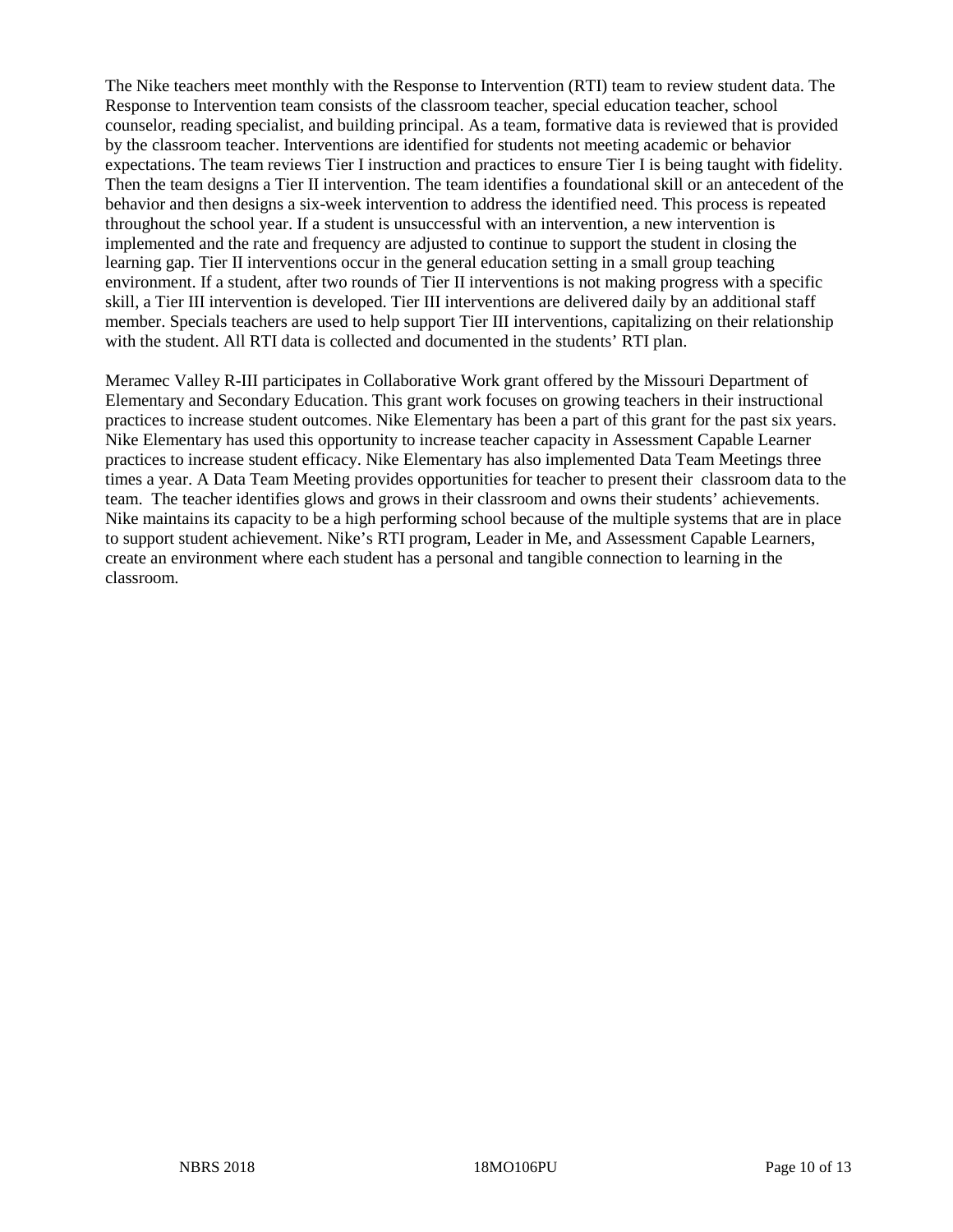The Nike teachers meet monthly with the Response to Intervention (RTI) team to review student data. The Response to Intervention team consists of the classroom teacher, special education teacher, school counselor, reading specialist, and building principal. As a team, formative data is reviewed that is provided by the classroom teacher. Interventions are identified for students not meeting academic or behavior expectations. The team reviews Tier I instruction and practices to ensure Tier I is being taught with fidelity. Then the team designs a Tier II intervention. The team identifies a foundational skill or an antecedent of the behavior and then designs a six-week intervention to address the identified need. This process is repeated throughout the school year. If a student is unsuccessful with an intervention, a new intervention is implemented and the rate and frequency are adjusted to continue to support the student in closing the learning gap. Tier II interventions occur in the general education setting in a small group teaching environment. If a student, after two rounds of Tier II interventions is not making progress with a specific skill, a Tier III intervention is developed. Tier III interventions are delivered daily by an additional staff member. Specials teachers are used to help support Tier III interventions, capitalizing on their relationship with the student. All RTI data is collected and documented in the students' RTI plan.

Meramec Valley R-III participates in Collaborative Work grant offered by the Missouri Department of Elementary and Secondary Education. This grant work focuses on growing teachers in their instructional practices to increase student outcomes. Nike Elementary has been a part of this grant for the past six years. Nike Elementary has used this opportunity to increase teacher capacity in Assessment Capable Learner practices to increase student efficacy. Nike Elementary has also implemented Data Team Meetings three times a year. A Data Team Meeting provides opportunities for teacher to present their classroom data to the team. The teacher identifies glows and grows in their classroom and owns their students' achievements. Nike maintains its capacity to be a high performing school because of the multiple systems that are in place to support student achievement. Nike's RTI program, Leader in Me, and Assessment Capable Learners, create an environment where each student has a personal and tangible connection to learning in the classroom.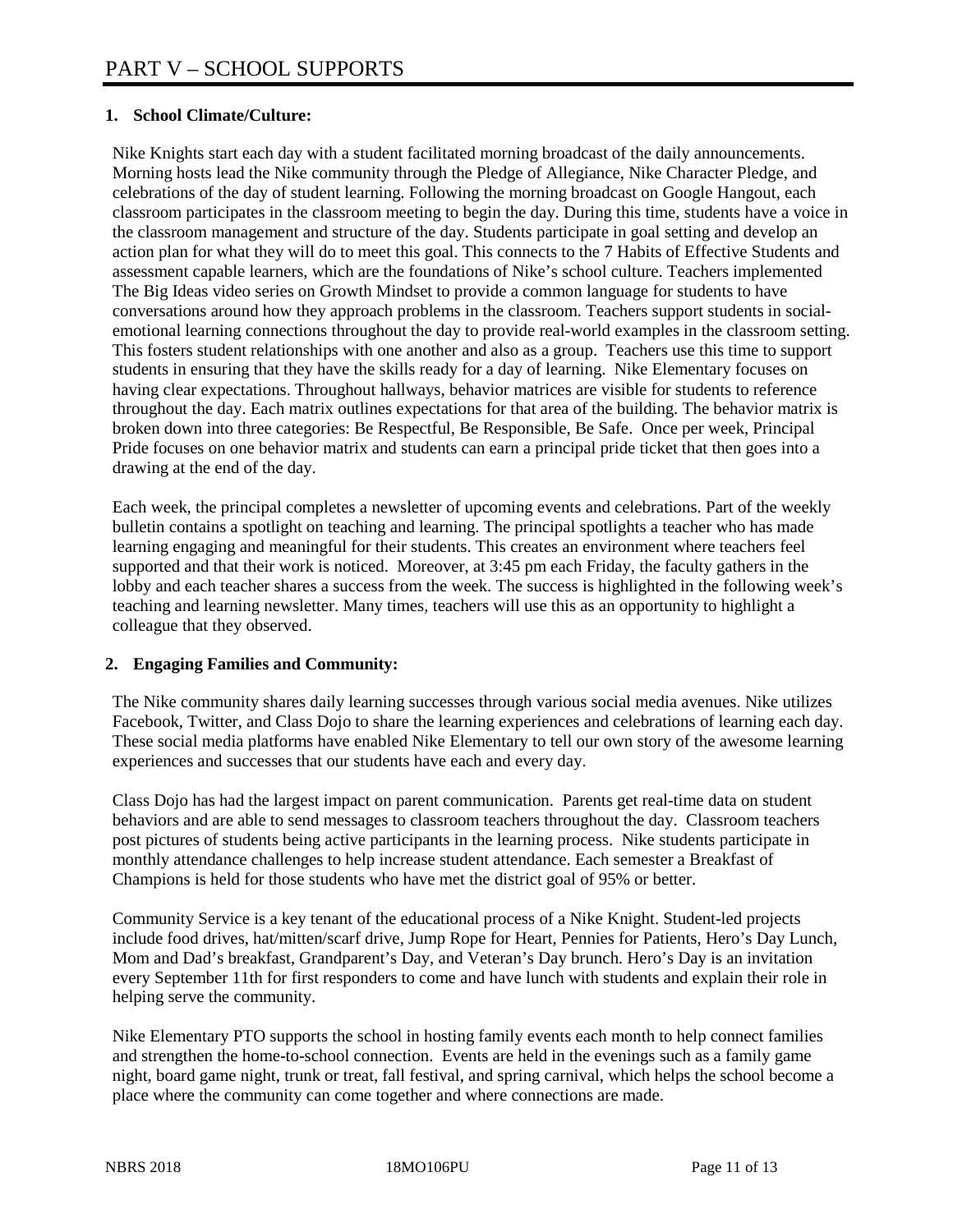# PART V – SCHOOL SUPPORTS

**1. School Climate/Culture:**

Nike Knights start each day with a student facilitated morning broadcast of the daily announcements. Morning hosts lead the Nike community through the Pledge of Allegiance, Nike Character Pledge, and celebrations of the day of student learning. Following the morning broadcast on Google Hangout, each classroom participates in the classroom meeting to begin the day. During this time, students have a voice in the classroom management and structure of the day. Students participate in goal setting and develop an action plan for what they will do to meet this goal. This connects to the 7 Habits of Effective Students and assessment capable learners, which are the foundations of Nike's school culture. Teachers implemented The Big Ideas video series on Growth Mindset to provide a common language for students to have conversations around how they approach problems in the classroom. Teachers support students in social-emotional learning connections throughout the day to provide real-world examples in the classroom setting. This fosters student relationships with one another and also as a group. Teachers use this time to support students in ensuring that they have the skills ready for a day of learning. Nike Elementary focuses on having clear expectations. Throughout hallways, behavior matrices are visible for students to reference throughout the day. Each matrix outlines expectations for that area of the building. The behavior matrix is broken down into three categories: Be Respectful, Be Responsible, Be Safe. Once per week, Principal Pride focuses on one behavior matrix and students can earn a principal pride ticket that then goes into a drawing at the end of the day.

Each week, the principal completes a newsletter of upcoming events and celebrations. Part of the weekly bulletin contains a spotlight on teaching and learning. The principal spotlights a teacher who has made learning engaging and meaningful for their students. This creates an environment where teachers feel supported and that their work is noticed. Moreover, at 3:45 pm each Friday, the faculty gathers in the lobby and each teacher shares a success from the week. The success is highlighted in the following week's teaching and learning newsletter. Many times, teachers will use this as an opportunity to highlight a colleague that they observed.

**2. Engaging Families and Community:**

The Nike community shares daily learning successes through various social media avenues. Nike utilizes Facebook, Twitter, and Class Dojo to share the learning experiences and celebrations of learning each day. These social media platforms have enabled Nike Elementary to tell our own story of the awesome learning experiences and successes that our students have each and every day.

Class Dojo has had the largest impact on parent communication. Parents get real-time data on student behaviors and are able to send messages to classroom teachers throughout the day. Classroom teachers post pictures of students being active participants in the learning process. Nike students participate in monthly attendance challenges to help increase student attendance. Each semester a Breakfast of Champions is held for those students who have met the district goal of 95% or better.

Community Service is a key tenant of the educational process of a Nike Knight. Student-led projects include food drives, hat/mitten/scarf drive, Jump Rope for Heart, Pennies for Patients, Hero's Day Lunch, Mom and Dad's breakfast, Grandparent's Day, and Veteran's Day brunch. Hero's Day is an invitation every September 11th for first responders to come and have lunch with students and explain their role in helping serve the community.

Nike Elementary PTO supports the school in hosting family events each month to help connect families and strengthen the home-to-school connection. Events are held in the evenings such as a family game night, board game night, trunk or treat, fall festival, and spring carnival, which helps the school become a place where the community can come together and where connections are made.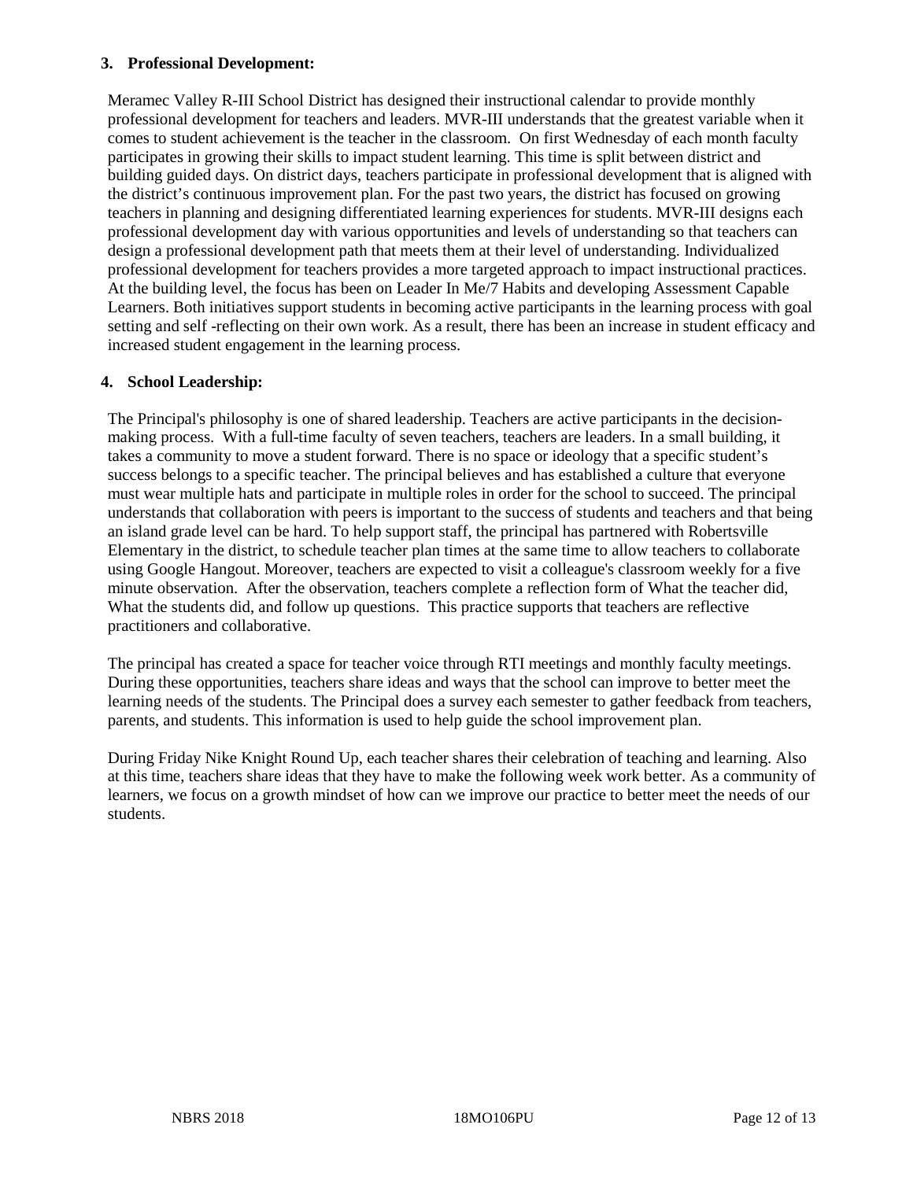### 3. Professional Development:

Meramec Valley R-III School District has designed their instructional calendar to provide monthly professional development for teachers and leaders. MVR-III understands that the greatest variable when it comes to student achievement is the teacher in the classroom. On first Wednesday of each month faculty participates in growing their skills to impact student learning. This time is split between district and building guided days. On district days, teachers participate in professional development that is aligned with the district's continuous improvement plan. For the past two years, the district has focused on growing teachers in planning and designing differentiated learning experiences for students. MVR-III designs each professional development day with various opportunities and levels of understanding so that teachers can design a professional development path that meets them at their level of understanding. Individualized professional development for teachers provides a more targeted approach to impact instructional practices. At the building level, the focus has been on Leader In Me/7 Habits and developing Assessment Capable Learners. Both initiatives support students in becoming active participants in the learning process with goal setting and self -reflecting on their own work. As a result, there has been an increase in student efficacy and increased student engagement in the learning process.

### 4. School Leadership:

The Principal's philosophy is one of shared leadership. Teachers are active participants in the decision-making process. With a full-time faculty of seven teachers, teachers are leaders. In a small building, it takes a community to move a student forward. There is no space or ideology that a specific student's success belongs to a specific teacher. The principal believes and has established a culture that everyone must wear multiple hats and participate in multiple roles in order for the school to succeed. The principal understands that collaboration with peers is important to the success of students and teachers and that being an island grade level can be hard. To help support staff, the principal has partnered with Robertsville Elementary in the district, to schedule teacher plan times at the same time to allow teachers to collaborate using Google Hangout. Moreover, teachers are expected to visit a colleague's classroom weekly for a five minute observation. After the observation, teachers complete a reflection form of What the teacher did, What the students did, and follow up questions. This practice supports that teachers are reflective practitioners and collaborative.

The principal has created a space for teacher voice through RTI meetings and monthly faculty meetings. During these opportunities, teachers share ideas and ways that the school can improve to better meet the learning needs of the students. The Principal does a survey each semester to gather feedback from teachers, parents, and students. This information is used to help guide the school improvement plan.

During Friday Nike Knight Round Up, each teacher shares their celebration of teaching and learning. Also at this time, teachers share ideas that they have to make the following week work better. As a community of learners, we focus on a growth mindset of how can we improve our practice to better meet the needs of our students.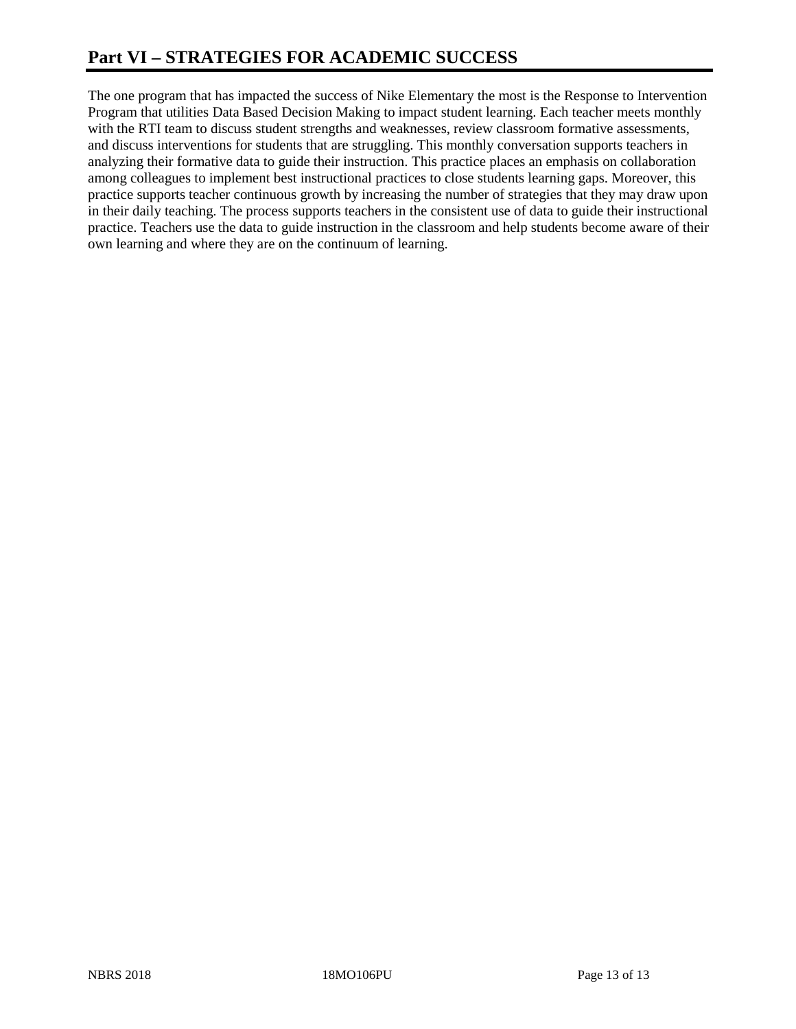# Part VI – STRATEGIES FOR ACADEMIC SUCCESS

The one program that has impacted the success of Nike Elementary the most is the Response to Intervention Program that utilities Data Based Decision Making to impact student learning. Each teacher meets monthly with the RTI team to discuss student strengths and weaknesses, review classroom formative assessments, and discuss interventions for students that are struggling. This monthly conversation supports teachers in analyzing their formative data to guide their instruction. This practice places an emphasis on collaboration among colleagues to implement best instructional practices to close students learning gaps. Moreover, this practice supports teacher continuous growth by increasing the number of strategies that they may draw upon in their daily teaching. The process supports teachers in the consistent use of data to guide their instructional practice. Teachers use the data to guide instruction in the classroom and help students become aware of their own learning and where they are on the continuum of learning.